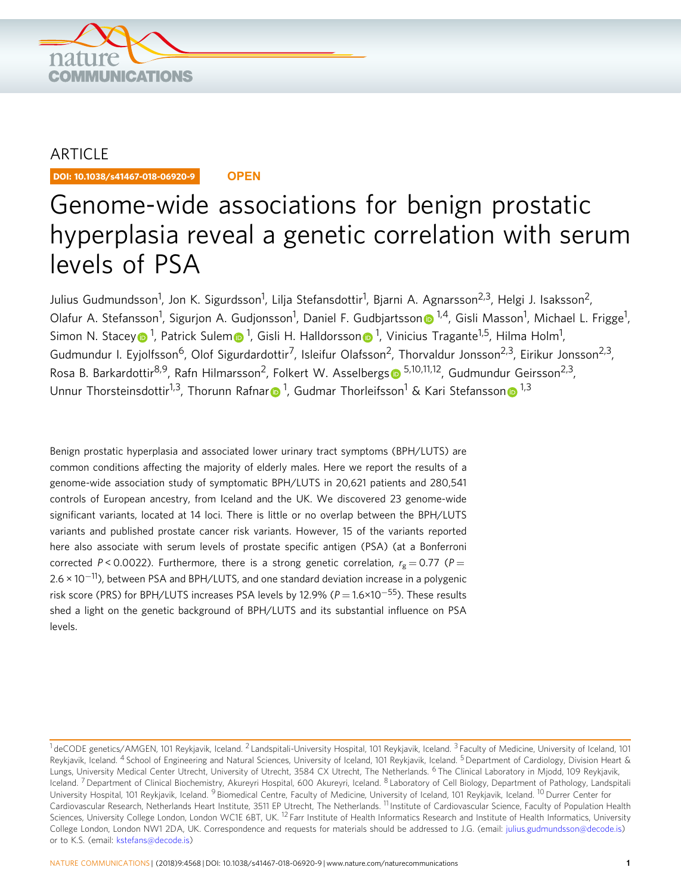ARTICLE

DOI: 10.1038/s41467-018-06920-9 **OPEN**

# Genome-wide associations for benign prostatic hyperplasia reveal a genetic correlation with serum levels of PSA

Julius Gudmundsson[1], Jon K. Sigurdsson[1], Lilja Stefansdottir[1], Bjarni A. Agnarsson[2,3], Helgi J. Isaksson[2], Olafur A. Stefansson[1], Sigurjon A. Gudjonsson[1], Daniel F. Gudbjartsson[1,4], Gisli Masson[1], Michael L. Frigge[1], Simon N. Stacey[1], Patrick Sulem[1], Gisli H. Halldorsson[1], Vinicius Tragante[1,5], Hilma Holm[1], Gudmundur I. Eyjolfsson[6], Olof Sigurdardottir[7], Isleifur Olafsson[2], Thorvaldur Jonsson[2,3], Eirikur Jonsson[2,3], Rosa B. Barkardottir[8,9], Rafn Hilmarsson[2], Folkert W. Asselbergs[5,10,11,12], Gudmundur Geirsson[2,3], Unnur Thorsteinsdottir[1,3], Thorunn Rafnar[1], Gudmar Thorleifsson[1] & Kari Stefansson[1,3]

Benign prostatic hyperplasia and associated lower urinary tract symptoms (BPH/LUTS) are common conditions affecting the majority of elderly males. Here we report the results of a genome-wide association study of symptomatic BPH/LUTS in 20,621 patients and 280,541 controls of European ancestry, from Iceland and the UK. We discovered 23 genome-wide significant variants, located at 14 loci. There is little or no overlap between the BPH/LUTS variants and published prostate cancer risk variants. However, 15 of the variants reported here also associate with serum levels of prostate specific antigen (PSA) (at a Bonferroni corrected $P < 0.0022$). Furthermore, there is a strong genetic correlation, $r_g = 0.77$ ($P = 2.6 \times 10^{-11}$), between PSA and BPH/LUTS, and one standard deviation increase in a polygenic risk score (PRS) for BPH/LUTS increases PSA levels by 12.9% ($P = 1.6 \times 10^{-55}$). These results shed a light on the genetic background of BPH/LUTS and its substantial influence on PSA levels.

---

[1] deCODE genetics/AMGEN, 101 Reykjavik, Iceland. [2] Landspitali-University Hospital, 101 Reykjavik, Iceland. [3] Faculty of Medicine, University of Iceland, 101 Reykjavik, Iceland. [4] School of Engineering and Natural Sciences, University of Iceland, 101 Reykjavik, Iceland. [5] Department of Cardiology, Division Heart & Lungs, University Medical Center Utrecht, University of Utrecht, 3584 CX Utrecht, The Netherlands. [6] The Clinical Laboratory in Mjodd, 109 Reykjavik, Iceland. [7] Department of Clinical Biochemistry, Akureyri Hospital, 600 Akureyri, Iceland. [8] Laboratory of Cell Biology, Department of Pathology, Landspitali University Hospital, 101 Reykjavik, Iceland. [9] Biomedical Centre, Faculty of Medicine, University of Iceland, 101 Reykjavik, Iceland. [10] Durrer Center for Cardiovascular Research, Netherlands Heart Institute, 3511 EP Utrecht, The Netherlands. [11] Institute of Cardiovascular Science, Faculty of Population Health Sciences, University College London, London WC1E 6BT, UK. [12] Farr Institute of Health Informatics Research and Institute of Health Informatics, University College London, London NW1 2DA, UK. Correspondence and requests for materials should be addressed to J.G. (email: julius.gudmundsson@decode.is) or to K.S. (email: kstefans@decode.is)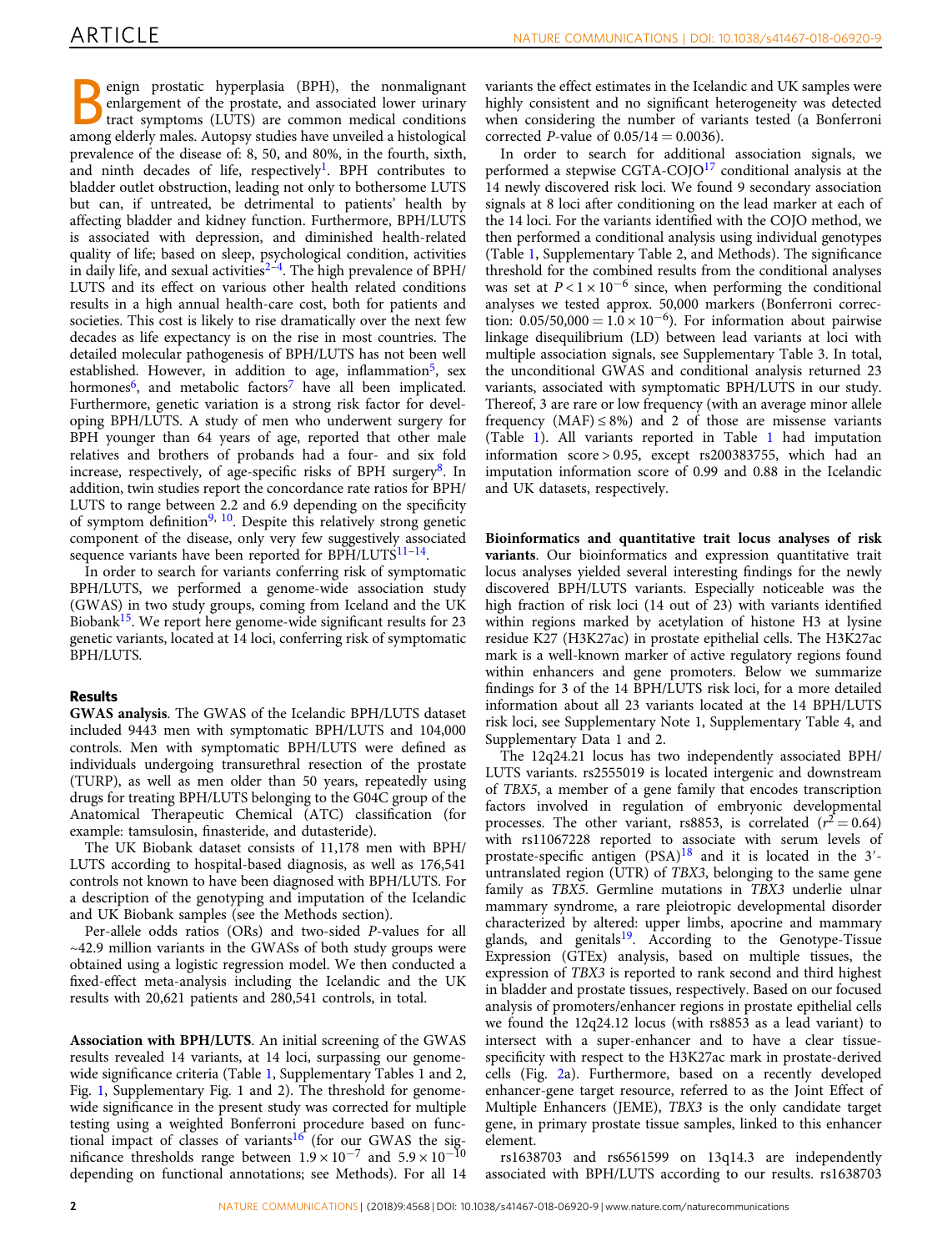Benign prostatic hyperplasia (BPH), the nonmalignant enlargement of the prostate, and associated lower urinary tract symptoms (LUTS) are common medical conditions among elderly males. Autopsy studies have unveiled a histological prevalence of the disease of: 8, 50, and 80%, in the fourth, sixth, and ninth decades of life, respectively[1]. BPH contributes to bladder outlet obstruction, leading not only to bothersome LUTS but can, if untreated, be detrimental to patients' health by affecting bladder and kidney function. Furthermore, BPH/LUTS is associated with depression, and diminished health-related quality of life; based on sleep, psychological condition, activities in daily life, and sexual activities[2–4]. The high prevalence of BPH/LUTS and its effect on various other health related conditions results in a high annual health-care cost, both for patients and societies. This cost is likely to rise dramatically over the next few decades as life expectancy is on the rise in most countries. The detailed molecular pathogenesis of BPH/LUTS has not been well established. However, in addition to age, inflammation[5], sex hormones[6], and metabolic factors[7] have all been implicated. Furthermore, genetic variation is a strong risk factor for developing BPH/LUTS. A study of men who underwent surgery for BPH younger than 64 years of age, reported that other male relatives and brothers of probands had a four- and six fold increase, respectively, of age-specific risks of BPH surgery[8]. In addition, twin studies report the concordance rate ratios for BPH/LUTS to range between 2.2 and 6.9 depending on the specificity of symptom definition[9, 10]. Despite this relatively strong genetic component of the disease, only very few suggestively associated sequence variants have been reported for BPH/LUTS[11–14].

In order to search for variants conferring risk of symptomatic BPH/LUTS, we performed a genome-wide association study (GWAS) in two study groups, coming from Iceland and the UK Biobank[15]. We report here genome-wide significant results for 23 genetic variants, located at 14 loci, conferring risk of symptomatic BPH/LUTS.

## Results

**GWAS analysis**. The GWAS of the Icelandic BPH/LUTS dataset included 9443 men with symptomatic BPH/LUTS and 104,000 controls. Men with symptomatic BPH/LUTS were defined as individuals undergoing transurethral resection of the prostate (TURP), as well as men older than 50 years, repeatedly using drugs for treating BPH/LUTS belonging to the G04C group of the Anatomical Therapeutic Chemical (ATC) classification (for example: tamsulosin, finasteride, and dutasteride).

The UK Biobank dataset consists of 11,178 men with BPH/LUTS according to hospital-based diagnosis, as well as 176,541 controls not known to have been diagnosed with BPH/LUTS. For a description of the genotyping and imputation of the Icelandic and UK Biobank samples (see the Methods section).

Per-allele odds ratios (ORs) and two-sided *P*-values for all ~42.9 million variants in the GWASs of both study groups were obtained using a logistic regression model. We then conducted a fixed-effect meta-analysis including the Icelandic and the UK results with 20,621 patients and 280,541 controls, in total.

**Association with BPH/LUTS**. An initial screening of the GWAS results revealed 14 variants, at 14 loci, surpassing our genome-wide significance criteria (Table 1, Supplementary Tables 1 and 2, Fig. 1, Supplementary Fig. 1 and 2). The threshold for genome-wide significance in the present study was corrected for multiple testing using a weighted Bonferroni procedure based on functional impact of classes of variants[16] (for our GWAS the significance thresholds range between $1.9 \times 10^{-7}$ and $5.9 \times 10^{-10}$ depending on functional annotations; see Methods). For all 14 variants the effect estimates in the Icelandic and UK samples were highly consistent and no significant heterogeneity was detected when considering the number of variants tested (a Bonferroni corrected *P*-value of $0.05/14 = 0.0036$).

In order to search for additional association signals, we performed a stepwise CGTA-COJO[17] conditional analysis at the 14 newly discovered risk loci. We found 9 secondary association signals at 8 loci after conditioning on the lead marker at each of the 14 loci. For the variants identified with the COJO method, we then performed a conditional analysis using individual genotypes (Table 1, Supplementary Table 2, and Methods). The significance threshold for the combined results from the conditional analyses was set at $P < 1 \times 10^{-6}$ since, when performing the conditional analyses we tested approx. 50,000 markers (Bonferroni correction: $0.05/50{,}000 = 1.0 \times 10^{-6}$). For information about pairwise linkage disequilibrium (LD) between lead variants at loci with multiple association signals, see Supplementary Table 3. In total, the unconditional GWAS and conditional analysis returned 23 variants, associated with symptomatic BPH/LUTS in our study. Thereof, 3 are rare or low frequency (with an average minor allele frequency (MAF) ≤ 8%) and 2 of those are missense variants (Table 1). All variants reported in Table 1 had imputation information score > 0.95, except rs200383755, which had an imputation information score of 0.99 and 0.88 in the Icelandic and UK datasets, respectively.

**Bioinformatics and quantitative trait locus analyses of risk variants**. Our bioinformatics and expression quantitative trait locus analyses yielded several interesting findings for the newly discovered BPH/LUTS variants. Especially noticeable was the high fraction of risk loci (14 out of 23) with variants identified within regions marked by acetylation of histone H3 at lysine residue K27 (H3K27ac) in prostate epithelial cells. The H3K27ac mark is a well-known marker of active regulatory regions found within enhancers and gene promoters. Below we summarize findings for 3 of the 14 BPH/LUTS risk loci, for a more detailed information about all 23 variants located at the 14 BPH/LUTS risk loci, see Supplementary Note 1, Supplementary Table 4, and Supplementary Data 1 and 2.

The 12q24.21 locus has two independently associated BPH/LUTS variants. rs2555019 is located intergenic and downstream of *TBX5*, a member of a gene family that encodes transcription factors involved in regulation of embryonic developmental processes. The other variant, rs8853, is correlated ($r^2 = 0.64$) with rs11067228 reported to associate with serum levels of prostate-specific antigen (PSA)[18] and it is located in the 3′-untranslated region (UTR) of *TBX3*, belonging to the same gene family as *TBX5*. Germline mutations in *TBX3* underlie ulnar mammary syndrome, a rare pleiotropic developmental disorder characterized by altered: upper limbs, apocrine and mammary glands, and genitals[19]. According to the Genotype-Tissue Expression (GTEx) analysis, based on multiple tissues, the expression of *TBX3* is reported to rank second and third highest in bladder and prostate tissues, respectively. Based on our focused analysis of promoters/enhancer regions in prostate epithelial cells we found the 12q24.12 locus (with rs8853 as a lead variant) to intersect with a super-enhancer and to have a clear tissue-specificity with respect to the H3K27ac mark in prostate-derived cells (Fig. 2a). Furthermore, based on a recently developed enhancer-gene target resource, referred to as the Joint Effect of Multiple Enhancers (JEME), *TBX3* is the only candidate target gene, in primary prostate tissue samples, linked to this enhancer element.

rs1638703 and rs6561599 on 13q14.3 are independently associated with BPH/LUTS according to our results. rs1638703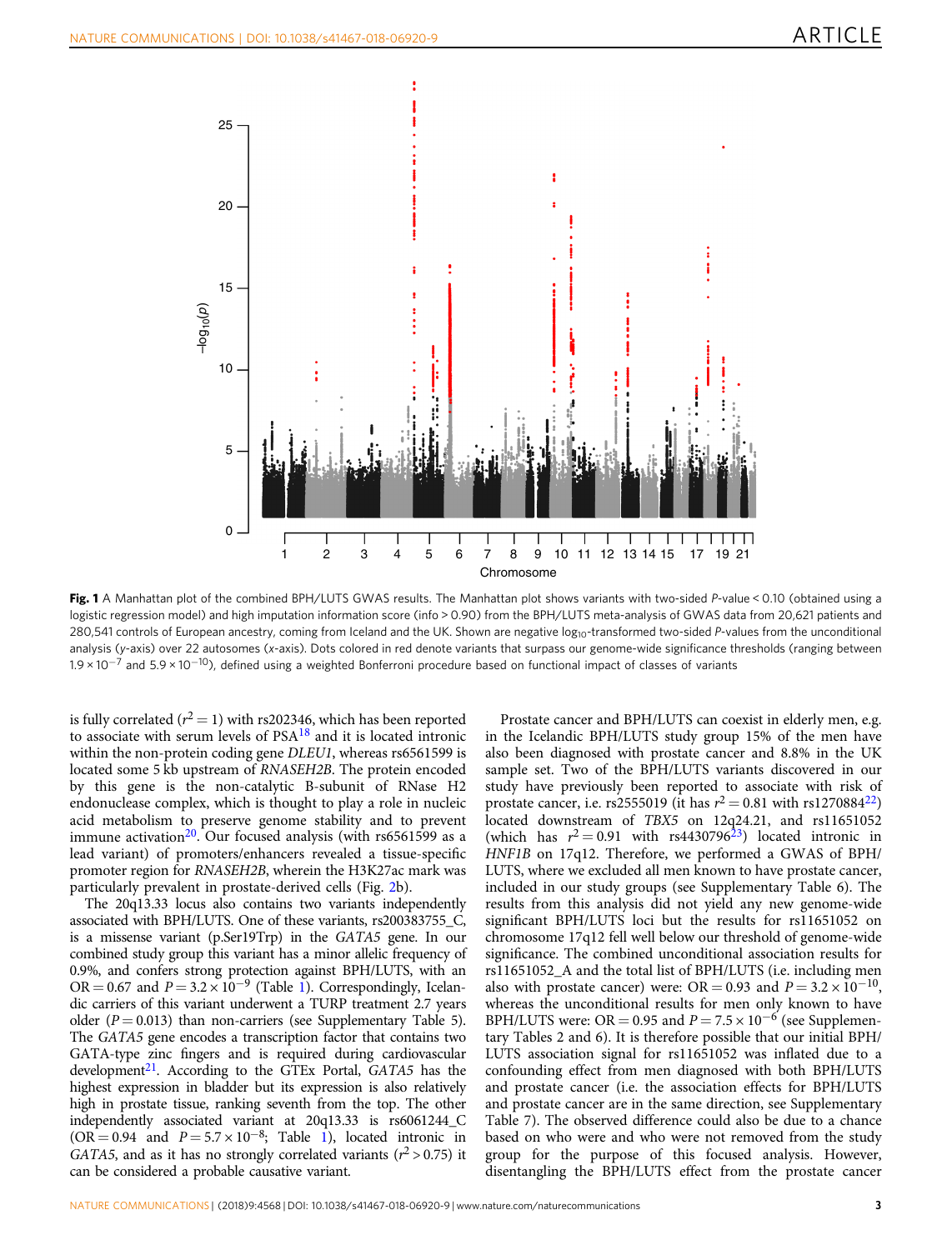**Fig. 1** A Manhattan plot of the combined BPH/LUTS GWAS results. The Manhattan plot shows variants with two-sided P-value < 0.10 (obtained using a logistic regression model) and high imputation information score (info > 0.90) from the BPH/LUTS meta-analysis of GWAS data from 20,621 patients and 280,541 controls of European ancestry, coming from Iceland and the UK. Shown are negative $\log_{10}$-transformed two-sided P-values from the unconditional analysis (y-axis) over 22 autosomes (x-axis). Dots colored in red denote variants that surpass our genome-wide significance thresholds (ranging between $1.9 \times 10^{-7}$ and $5.9 \times 10^{-10}$), defined using a weighted Bonferroni procedure based on functional impact of classes of variants

is fully correlated ($r^2 = 1$) with rs202346, which has been reported to associate with serum levels of PSA[18] and it is located intronic within the non-protein coding gene *DLEU1*, whereas rs6561599 is located some 5 kb upstream of *RNASEH2B*. The protein encoded by this gene is the non-catalytic B-subunit of RNase H2 endonuclease complex, which is thought to play a role in nucleic acid metabolism to preserve genome stability and to prevent immune activation[20]. Our focused analysis (with rs6561599 as a lead variant) of promoters/enhancers revealed a tissue-specific promoter region for *RNASEH2B*, wherein the H3K27ac mark was particularly prevalent in prostate-derived cells (Fig. 2b).

The 20q13.33 locus also contains two variants independently associated with BPH/LUTS. One of these variants, rs200383755_C, is a missense variant (p.Ser19Trp) in the *GATA5* gene. In our combined study group this variant has a minor allelic frequency of 0.9%, and confers strong protection against BPH/LUTS, with an OR = 0.67 and $P = 3.2 \times 10^{-9}$ (Table 1). Correspondingly, Icelandic carriers of this variant underwent a TURP treatment 2.7 years older ($P = 0.013$) than non-carriers (see Supplementary Table 5). The *GATA5* gene encodes a transcription factor that contains two GATA-type zinc fingers and is required during cardiovascular development[21]. According to the GTEx Portal, *GATA5* has the highest expression in bladder but its expression is also relatively high in prostate tissue, ranking seventh from the top. The other independently associated variant at 20q13.33 is rs6061244_C (OR = 0.94 and $P = 5.7 \times 10^{-8}$; Table 1), located intronic in *GATA5*, and as it has no strongly correlated variants ($r^2 > 0.75$) it can be considered a probable causative variant.

Prostate cancer and BPH/LUTS can coexist in elderly men, e.g. in the Icelandic BPH/LUTS study group 15% of the men have also been diagnosed with prostate cancer and 8.8% in the UK sample set. Two of the BPH/LUTS variants discovered in our study have previously been reported to associate with risk of prostate cancer, i.e. rs2555019 (it has $r^2 = 0.81$ with rs1270884[22]) located downstream of *TBX5* on 12q24.21, and rs11651052 (which has $r^2 = 0.91$ with rs4430796[23]) located intronic in *HNF1B* on 17q12. Therefore, we performed a GWAS of BPH/LUTS, where we excluded all men known to have prostate cancer, included in our study groups (see Supplementary Table 6). The results from this analysis did not yield any new genome-wide significant BPH/LUTS loci but the results for rs11651052 on chromosome 17q12 fell well below our threshold of genome-wide significance. The combined unconditional association results for rs11651052_A and the total list of BPH/LUTS (i.e. including men also with prostate cancer) were: OR = 0.93 and $P = 3.2 \times 10^{-10}$, whereas the unconditional results for men only known to have BPH/LUTS were: OR = 0.95 and $P = 7.5 \times 10^{-6}$ (see Supplementary Tables 2 and 6). It is therefore possible that our initial BPH/LUTS association signal for rs11651052 was inflated due to a confounding effect from men diagnosed with both BPH/LUTS and prostate cancer (i.e. the association effects for BPH/LUTS and prostate cancer are in the same direction, see Supplementary Table 7). The observed difference could also be due to a chance based on who were and who were not removed from the study group for the purpose of this focused analysis. However, disentangling the BPH/LUTS effect from the prostate cancer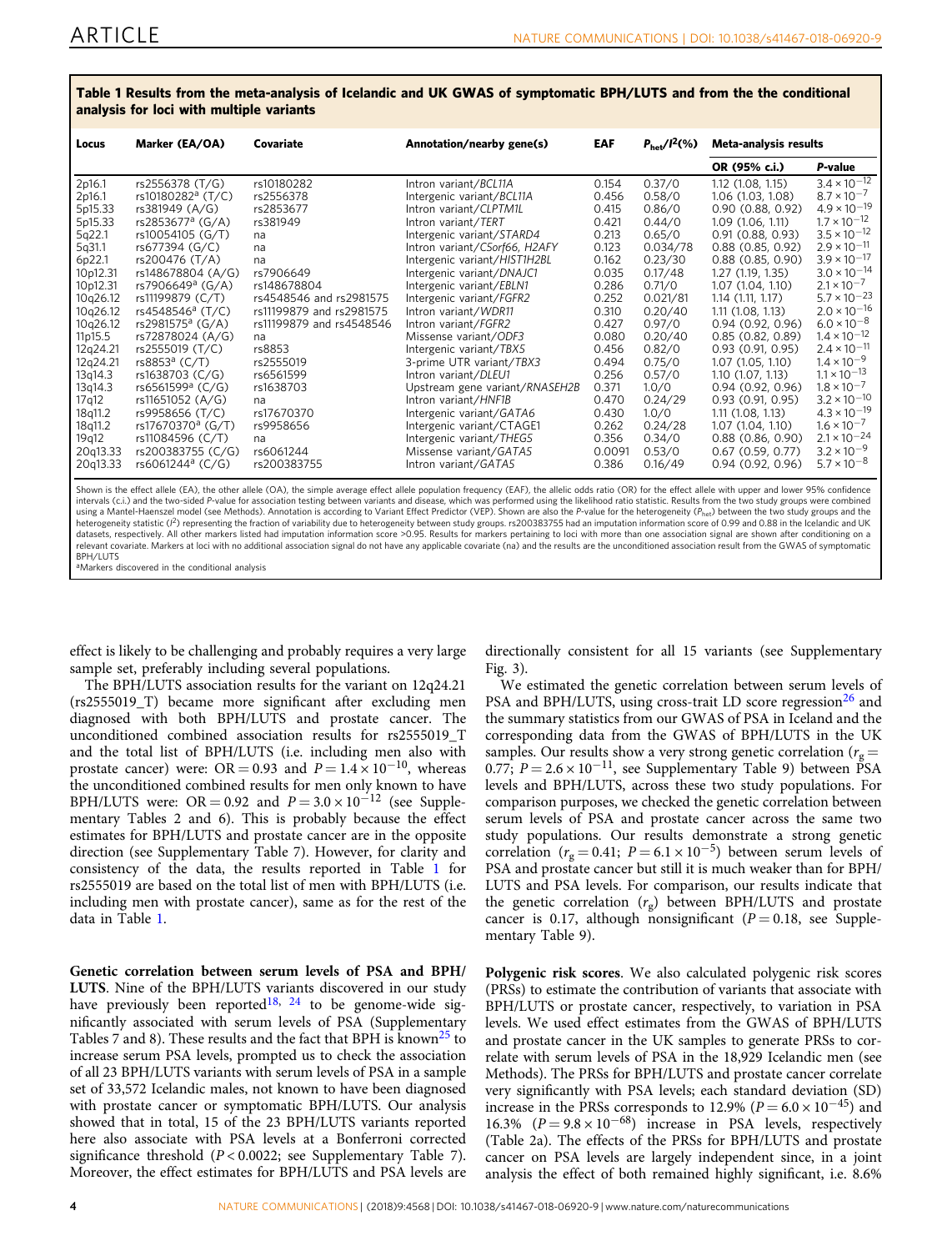**Table 1 Results from the meta-analysis of Icelandic and UK GWAS of symptomatic BPH/LUTS and from the the conditional analysis for loci with multiple variants**

| Locus | Marker (EA/OA) | Covariate | Annotation/nearby gene(s) | EAF | $P_{het}$/$I^2$(%) | Meta-analysis results | |
|---|---|---|---|---|---|---|---|
| | | | | | | OR (95% c.i.) | P-value |
| 2p16.1 | rs2556378 (T/G) | rs10180282 | Intron variant/*BCL11A* | 0.154 | 0.37/0 | 1.12 (1.08, 1.15) | $3.4 \times 10^{-12}$ |
| 2p16.1 | rs10180282[a] (T/C) | rs2556378 | Intergenic variant/*BCL11A* | 0.456 | 0.58/0 | 1.06 (1.03, 1.08) | $8.7 \times 10^{-7}$ |
| 5p15.33 | rs381949 (A/G) | rs2853677 | Intron variant/*CLPTM1L* | 0.415 | 0.86/0 | 0.90 (0.88, 0.92) | $4.9 \times 10^{-19}$ |
| 5p15.33 | rs2853677[a] (G/A) | rs381949 | Intron variant/*TERT* | 0.421 | 0.44/0 | 1.09 (1.06, 1.11) | $1.7 \times 10^{-12}$ |
| 5q22.1 | rs10054105 (G/T) | na | Intergenic variant/*STARD4* | 0.213 | 0.65/0 | 0.91 (0.88, 0.93) | $3.5 \times 10^{-12}$ |
| 5q31.1 | rs677394 (G/C) | na | Intron variant/*C5orf66, H2AFY* | 0.123 | 0.034/78 | 0.88 (0.85, 0.92) | $2.9 \times 10^{-11}$ |
| 6p22.1 | rs200476 (T/A) | na | Intergenic variant/*HIST1H2BL* | 0.162 | 0.23/30 | 0.88 (0.85, 0.90) | $3.9 \times 10^{-17}$ |
| 10p12.31 | rs148678804 (A/G) | rs7906649 | Intergenic variant/*DNAJC1* | 0.035 | 0.17/48 | 1.27 (1.19, 1.35) | $3.0 \times 10^{-14}$ |
| 10p12.31 | rs7906649[a] (G/A) | rs148678804 | Intergenic variant/*EBLN1* | 0.286 | 0.71/0 | 1.07 (1.04, 1.10) | $2.1 \times 10^{-7}$ |
| 10q26.12 | rs11199879 (C/T) | rs4548546 and rs2981575 | Intergenic variant/*FGFR2* | 0.252 | 0.021/81 | 1.14 (1.11, 1.17) | $5.7 \times 10^{-23}$ |
| 10q26.12 | rs4548546[a] (T/C) | rs11199879 and rs2981575 | Intron variant/*WDR11* | 0.310 | 0.20/40 | 1.11 (1.08, 1.13) | $2.0 \times 10^{-16}$ |
| 10q26.12 | rs2981575[a] (G/A) | rs11199879 and rs4548546 | Intron variant/*FGFR2* | 0.427 | 0.97/0 | 0.94 (0.92, 0.96) | $6.0 \times 10^{-8}$ |
| 11p15.5 | rs72878024 (A/G) | na | Missense variant/*ODF3* | 0.080 | 0.20/40 | 0.85 (0.82, 0.89) | $1.4 \times 10^{-12}$ |
| 12q24.21 | rs2555019 (T/C) | rs8853 | Intergenic variant/*TBX5* | 0.456 | 0.82/0 | 0.93 (0.91, 0.95) | $2.4 \times 10^{-11}$ |
| 12q24.21 | rs8853[a] (C/T) | rs2555019 | 3-prime UTR variant/*TBX3* | 0.494 | 0.75/0 | 1.07 (1.05, 1.10) | $1.4 \times 10^{-9}$ |
| 13q14.3 | rs1638703 (C/G) | rs6561599 | Intron variant/*DLEU1* | 0.256 | 0.57/0 | 1.10 (1.07, 1.13) | $1.1 \times 10^{-13}$ |
| 13q14.3 | rs6561599[a] (C/G) | rs1638703 | Upstream gene variant/*RNASEH2B* | 0.371 | 1.0/0 | 0.94 (0.92, 0.96) | $1.8 \times 10^{-7}$ |
| 17q12 | rs11651052 (A/G) | na | Intron variant/*HNF1B* | 0.470 | 0.24/29 | 0.93 (0.91, 0.95) | $3.2 \times 10^{-10}$ |
| 18q11.2 | rs9958656 (T/C) | rs17670370 | Intergenic variant/*GATA6* | 0.430 | 1.0/0 | 1.11 (1.08, 1.13) | $4.3 \times 10^{-19}$ |
| 18q11.2 | rs17670370[a] (G/T) | rs9958656 | Intergenic variant/*CTAGE1* | 0.262 | 0.24/28 | 1.07 (1.04, 1.10) | $1.6 \times 10^{-7}$ |
| 19q12 | rs11084596 (C/T) | na | Intergenic variant/*THEG5* | 0.356 | 0.34/0 | 0.88 (0.86, 0.90) | $2.1 \times 10^{-24}$ |
| 20q13.33 | rs200383755 (C/G) | rs6061244 | Missense variant/*GATA5* | 0.0091 | 0.53/0 | 0.67 (0.59, 0.77) | $3.2 \times 10^{-9}$ |
| 20q13.33 | rs6061244[a] (C/G) | rs200383755 | Intron variant/*GATA5* | 0.386 | 0.16/49 | 0.94 (0.92, 0.96) | $5.7 \times 10^{-8}$ |

Shown is the effect allele (EA), the other allele (OA), the simple average effect allele population frequency (EAF), the allelic odds ratio (OR) for the effect allele with upper and lower 95% confidence intervals (c.i.) and the two-sided P-value for association testing between variants and disease, which was performed using the likelihood ratio statistic. Results from the two study groups were combined using a Mantel-Haenszel model (see Methods). Annotation is according to Variant Effect Predictor (VEP). Shown are also the P-value for the heterogeneity ($P_{het}$) between the two study groups and the heterogeneity statistic ($I^2$) representing the fraction of variability due to heterogeneity between study groups. rs200383755 had an imputation information score of 0.99 and 0.88 in the Icelandic and UK datasets, respectively. All other markers listed had imputation information score >0.95. Results for markers pertaining to loci with more than one association signal are shown after conditioning on a relevant covariate. Markers at loci with no additional association signal do not have any applicable covariate (na) and the results are the unconditioned association result from the GWAS of symptomatic BPH/LUTS

[a]Markers discovered in the conditional analysis

effect is likely to be challenging and probably requires a very large sample set, preferably including several populations.

The BPH/LUTS association results for the variant on 12q24.21 (rs2555019_T) became more significant after excluding men diagnosed with both BPH/LUTS and prostate cancer. The unconditioned combined association results for rs2555019_T and the total list of BPH/LUTS (i.e. including men also with prostate cancer) were: OR = 0.93 and $P = 1.4 \times 10^{-10}$, whereas the unconditioned combined results for men only known to have BPH/LUTS were: OR = 0.92 and $P = 3.0 \times 10^{-12}$ (see Supplementary Tables 2 and 6). This is probably because the effect estimates for BPH/LUTS and prostate cancer are in the opposite direction (see Supplementary Table 7). However, for clarity and consistency of the data, the results reported in Table 1 for rs2555019 are based on the total list of men with BPH/LUTS (i.e. including men with prostate cancer), same as for the rest of the data in Table 1.

**Genetic correlation between serum levels of PSA and BPH/LUTS**. Nine of the BPH/LUTS variants discovered in our study have previously been reported[18, 24] to be genome-wide significantly associated with serum levels of PSA (Supplementary Tables 7 and 8). These results and the fact that BPH is known[25] to increase serum PSA levels, prompted us to check the association of all 23 BPH/LUTS variants with serum levels of PSA in a sample set of 33,572 Icelandic males, not known to have been diagnosed with prostate cancer or symptomatic BPH/LUTS. Our analysis showed that in total, 15 of the 23 BPH/LUTS variants reported here also associate with PSA levels at a Bonferroni corrected significance threshold ($P < 0.0022$; see Supplementary Table 7). Moreover, the effect estimates for BPH/LUTS and PSA levels are directionally consistent for all 15 variants (see Supplementary Fig. 3).

We estimated the genetic correlation between serum levels of PSA and BPH/LUTS, using cross-trait LD score regression[26] and the summary statistics from our GWAS of PSA in Iceland and the corresponding data from the GWAS of BPH/LUTS in the UK samples. Our results show a very strong genetic correlation ($r_g = 0.77$; $P = 2.6 \times 10^{-11}$, see Supplementary Table 9) between PSA levels and BPH/LUTS, across these two study populations. For comparison purposes, we checked the genetic correlation between serum levels of PSA and prostate cancer across the same two study populations. Our results demonstrate a strong genetic correlation ($r_g = 0.41$; $P = 6.1 \times 10^{-5}$) between serum levels of PSA and prostate cancer but still it is much weaker than for BPH/LUTS and PSA levels. For comparison, our results indicate that the genetic correlation ($r_g$) between BPH/LUTS and prostate cancer is 0.17, although nonsignificant ($P = 0.18$, see Supplementary Table 9).

**Polygenic risk scores**. We also calculated polygenic risk scores (PRSs) to estimate the contribution of variants that associate with BPH/LUTS or prostate cancer, respectively, to variation in PSA levels. We used effect estimates from the GWAS of BPH/LUTS and prostate cancer in the UK samples to generate PRSs to correlate with serum levels of PSA in the 18,929 Icelandic men (see Methods). The PRSs for BPH/LUTS and prostate cancer correlate very significantly with PSA levels; each standard deviation (SD) increase in the PRSs corresponds to 12.9% ($P = 6.0 \times 10^{-45}$) and 16.3% ($P = 9.8 \times 10^{-68}$) increase in PSA levels, respectively (Table 2a). The effects of the PRSs for BPH/LUTS and prostate cancer on PSA levels are largely independent since, in a joint analysis the effect of both remained highly significant, i.e. 8.6%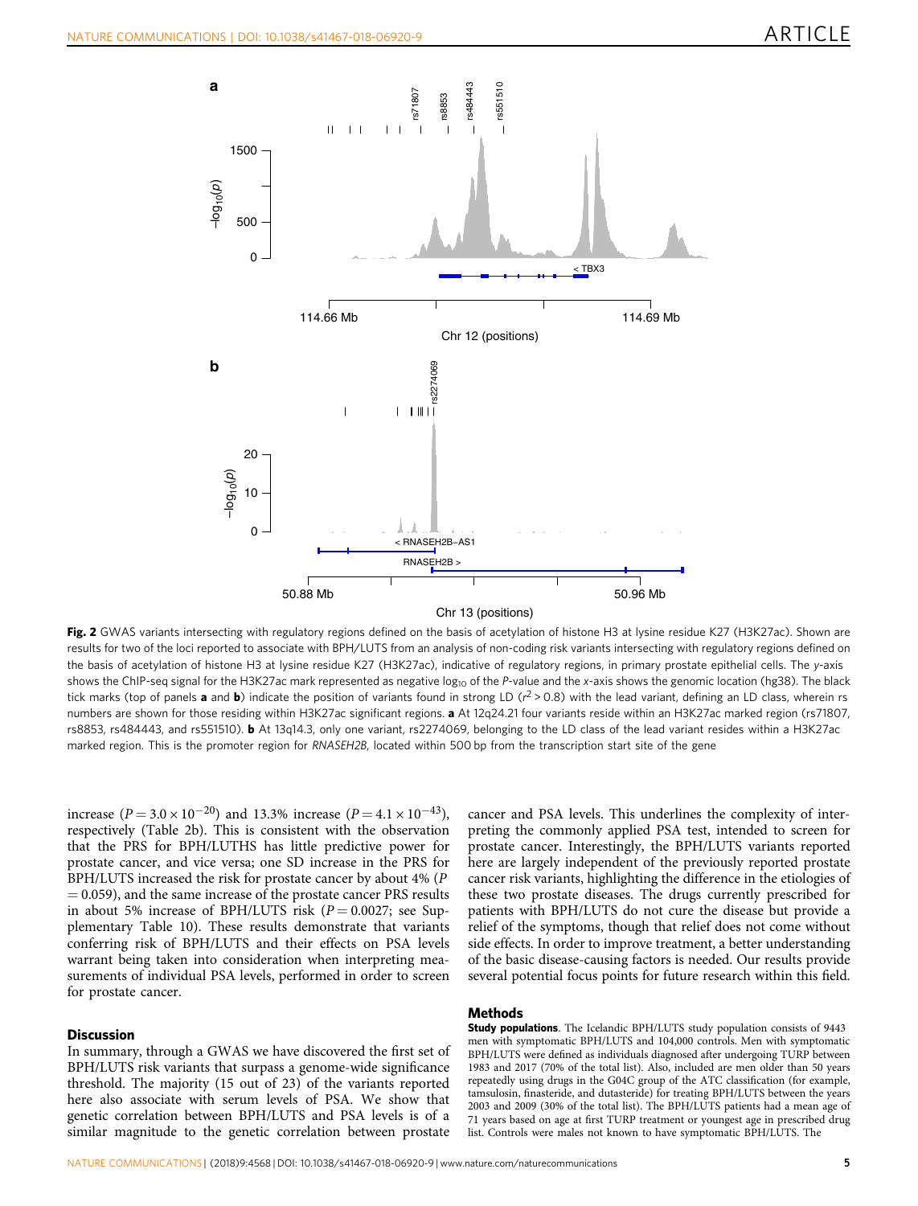**Fig. 2** GWAS variants intersecting with regulatory regions defined on the basis of acetylation of histone H3 at lysine residue K27 (H3K27ac). Shown are results for two of the loci reported to associate with BPH/LUTS from an analysis of non-coding risk variants intersecting with regulatory regions defined on the basis of acetylation of histone H3 at lysine residue K27 (H3K27ac), indicative of regulatory regions, in primary prostate epithelial cells. The y-axis shows the ChIP-seq signal for the H3K27ac mark represented as negative $\log_{10}$ of the P-value and the x-axis shows the genomic location (hg38). The black tick marks (top of panels **a** and **b**) indicate the position of variants found in strong LD ($r^2 > 0.8$) with the lead variant, defining an LD class, wherein rs numbers are shown for those residing within H3K27ac significant regions. **a** At 12q24.21 four variants reside within an H3K27ac marked region (rs71807, rs8853, rs484443, and rs551510). **b** At 13q14.3, only one variant, rs2274069, belonging to the LD class of the lead variant resides within a H3K27ac marked region. This is the promoter region for *RNASEH2B*, located within 500 bp from the transcription start site of the gene

increase ($P = 3.0 \times 10^{-20}$) and 13.3% increase ($P = 4.1 \times 10^{-43}$), respectively (Table 2b). This is consistent with the observation that the PRS for BPH/LUTHS has little predictive power for prostate cancer, and vice versa; one SD increase in the PRS for BPH/LUTS increased the risk for prostate cancer by about 4% ($P = 0.059$), and the same increase of the prostate cancer PRS results in about 5% increase of BPH/LUTS risk ($P = 0.0027$; see Supplementary Table 10). These results demonstrate that variants conferring risk of BPH/LUTS and their effects on PSA levels warrant being taken into consideration when interpreting measurements of individual PSA levels, performed in order to screen for prostate cancer.

## Discussion

In summary, through a GWAS we have discovered the first set of BPH/LUTS risk variants that surpass a genome-wide significance threshold. The majority (15 out of 23) of the variants reported here also associate with serum levels of PSA. We show that genetic correlation between BPH/LUTS and PSA levels is of a similar magnitude to the genetic correlation between prostate cancer and PSA levels. This underlines the complexity of interpreting the commonly applied PSA test, intended to screen for prostate cancer. Interestingly, the BPH/LUTS variants reported here are largely independent of the previously reported prostate cancer risk variants, highlighting the difference in the etiologies of these two prostate diseases. The drugs currently prescribed for patients with BPH/LUTS do not cure the disease but provide a relief of the symptoms, though that relief does not come without side effects. In order to improve treatment, a better understanding of the basic disease-causing factors is needed. Our results provide several potential focus points for future research within this field.

## Methods

**Study populations**. The Icelandic BPH/LUTS study population consists of 9443 men with symptomatic BPH/LUTS and 104,000 controls. Men with symptomatic BPH/LUTS were defined as individuals diagnosed after undergoing TURP between 1983 and 2017 (70% of the total list). Also, included are men older than 50 years repeatedly using drugs in the G04C group of the ATC classification (for example, tamsulosin, finasteride, and dutasteride) for treating BPH/LUTS between the years 2003 and 2009 (30% of the total list). The BPH/LUTS patients had a mean age of 71 years based on age at first TURP treatment or youngest age in prescribed drug list. Controls were males not known to have symptomatic BPH/LUTS. The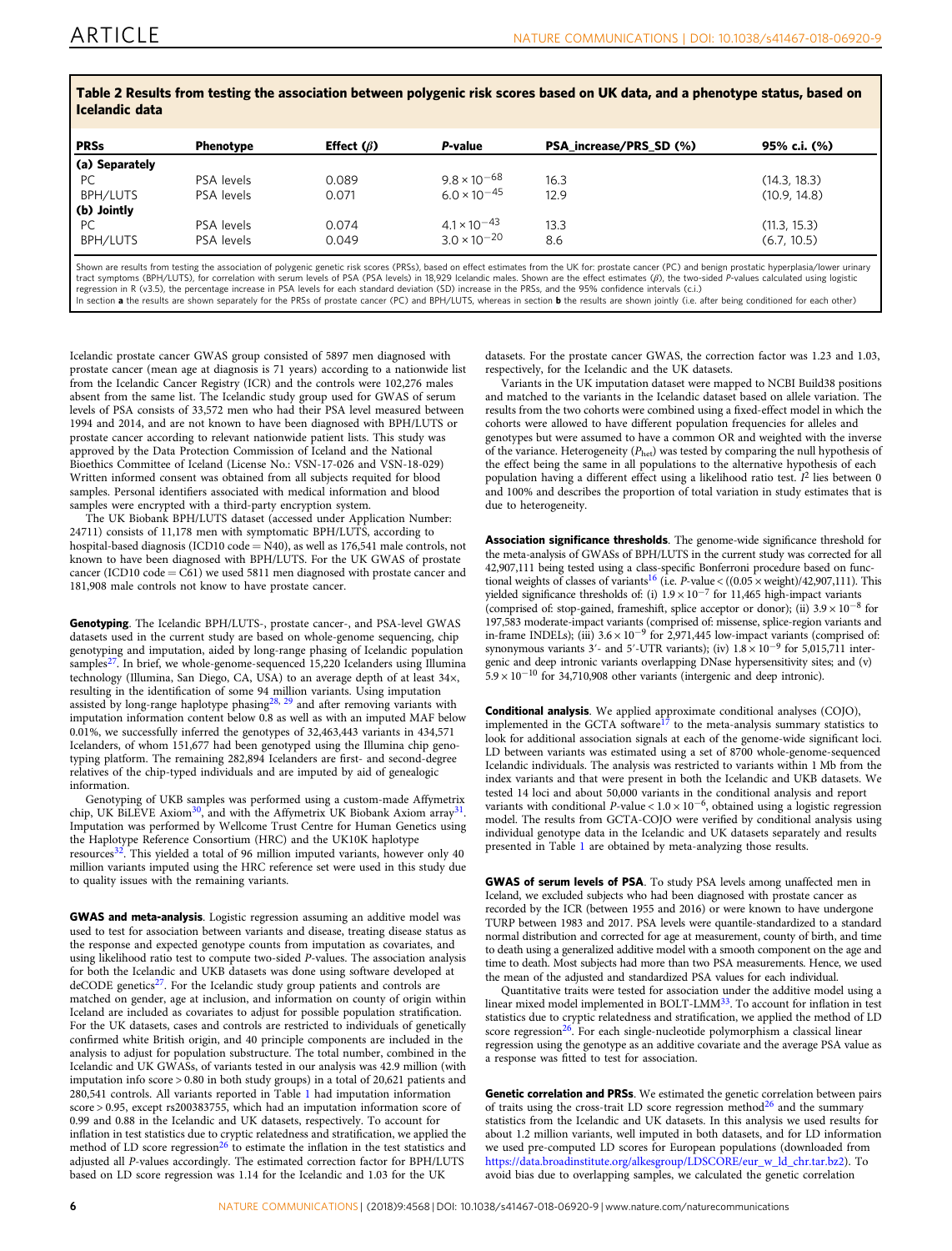**Table 2 Results from testing the association between polygenic risk scores based on UK data, and a phenotype status, based on Icelandic data**

| PRSs | Phenotype | Effect ($\beta$) | *P*-value | PSA_increase/PRS_SD (%) | 95% c.i. (%) |
|---|---|---|---|---|---|
| **(a) Separately** | | | | | |
| PC | PSA levels | 0.089 | $9.8 \times 10^{-68}$ | 16.3 | (14.3, 18.3) |
| BPH/LUTS | PSA levels | 0.071 | $6.0 \times 10^{-45}$ | 12.9 | (10.9, 14.8) |
| **(b) Jointly** | | | | | |
| PC | PSA levels | 0.074 | $4.1 \times 10^{-43}$ | 13.3 | (11.3, 15.3) |
| BPH/LUTS | PSA levels | 0.049 | $3.0 \times 10^{-20}$ | 8.6 | (6.7, 10.5) |

Shown are results from testing the association of polygenic genetic risk scores (PRSs), based on effect estimates from the UK for: prostate cancer (PC) and benign prostatic hyperplasia/lower urinary tract symptoms (BPH/LUTS), for correlation with serum levels of PSA (PSA levels) in 18,929 Icelandic males. Shown are the effect estimates ($\beta$), the two-sided *P*-values calculated using logistic regression in R (v3.5), the percentage increase in PSA levels for each standard deviation (SD) increase in the PRSs, and the 95% confidence intervals (c.i.)
In section **a** the results are shown separately for the PRSs of prostate cancer (PC) and BPH/LUTS, whereas in section **b** the results are shown jointly (i.e. after being conditioned for each other)

Icelandic prostate cancer GWAS group consisted of 5897 men diagnosed with prostate cancer (mean age at diagnosis is 71 years) according to a nationwide list from the Icelandic Cancer Registry (ICR) and the controls were 102,276 males absent from the same list. The Icelandic study group used for GWAS of serum levels of PSA consists of 33,572 men who had their PSA level measured between 1994 and 2014, and are not known to have been diagnosed with BPH/LUTS or prostate cancer according to relevant nationwide patient lists. This study was approved by the Data Protection Commission of Iceland and the National Bioethics Committee of Iceland (License No.: VSN-17-026 and VSN-18-029) Written informed consent was obtained from all subjects required for blood samples. Personal identifiers associated with medical information and blood samples were encrypted with a third-party encryption system.

The UK Biobank BPH/LUTS dataset (accessed under Application Number: 24711) consists of 11,178 men with symptomatic BPH/LUTS, according to hospital-based diagnosis (ICD10 code = N40), as well as 176,541 male controls, not known to have been diagnosed with BPH/LUTS. For the UK GWAS of prostate cancer (ICD10 code = C61) we used 5811 men diagnosed with prostate cancer and 181,908 male controls not know to have prostate cancer.

**Genotyping**. The Icelandic BPH/LUTS-, prostate cancer-, and PSA-level GWAS datasets used in the current study are based on whole-genome sequencing, chip genotyping and imputation, aided by long-range phasing of Icelandic population samples[27]. In brief, we whole-genome-sequenced 15,220 Icelanders using Illumina technology (Illumina, San Diego, CA, USA) to an average depth of at least 34×, resulting in the identification of some 94 million variants. Using imputation assisted by long-range haplotype phasing[28, 29] and after removing variants with imputation information content below 0.8 as well as with an imputed MAF below 0.01%, we successfully inferred the genotypes of 32,463,443 variants in 434,571 Icelanders, of whom 151,677 had been genotyped using the Illumina chip genotyping platform. The remaining 282,894 Icelanders are first- and second-degree relatives of the chip-typed individuals and are imputed by aid of genealogic information.

Genotyping of UKB samples was performed using a custom-made Affymetrix chip, UK BiLEVE Axiom[30], and with the Affymetrix UK Biobank Axiom array[31]. Imputation was performed by Wellcome Trust Centre for Human Genetics using the Haplotype Reference Consortium (HRC) and the UK10K haplotype resources[32]. This yielded a total of 96 million imputed variants, however only 40 million variants imputed using the HRC reference set were used in this study due to quality issues with the remaining variants.

**GWAS and meta-analysis**. Logistic regression assuming an additive model was used to test for association between variants and disease, treating disease status as the response and expected genotype counts from imputation as covariates, and using likelihood ratio test to compute two-sided *P*-values. The association analysis for both the Icelandic and UKB datasets was done using software developed at deCODE genetics[27]. For the Icelandic study group patients and controls are matched on gender, age at inclusion, and information on county of origin within Iceland are included as covariates to adjust for possible population stratification. For the UK datasets, cases and controls are restricted to individuals of genetically confirmed white British origin, and 40 principle components are included in the analysis to adjust for population substructure. The total number, combined in the Icelandic and UK GWASs, of variants tested in our analysis was 42.9 million (with imputation info score > 0.80 in both study groups) in a total of 20,621 patients and 280,541 controls. All variants reported in Table 1 had imputation information score > 0.95, except rs200383755, which had an imputation information score of 0.99 and 0.88 in the Icelandic and UK datasets, respectively. To account for inflation in test statistics due to cryptic relatedness and stratification, we applied the method of LD score regression[26] to estimate the inflation in the test statistics and adjusted all *P*-values accordingly. The estimated correction factor for BPH/LUTS based on LD score regression was 1.14 for the Icelandic and 1.03 for the UK datasets. For the prostate cancer GWAS, the correction factor was 1.23 and 1.03, respectively, for the Icelandic and the UK datasets.

Variants in the UK imputation dataset were mapped to NCBI Build38 positions and matched to the variants in the Icelandic dataset based on allele variation. The results from the two cohorts were combined using a fixed-effect model in which the cohorts were allowed to have different population frequencies for alleles and genotypes but were assumed to have a common OR and weighted with the inverse of the variance. Heterogeneity ($P_{het}$) was tested by comparing the null hypothesis of the effect being the same in all populations to the alternative hypothesis of each population having a different effect using a likelihood ratio test. $I^2$ lies between 0 and 100% and describes the proportion of total variation in study estimates that is due to heterogeneity.

**Association significance thresholds**. The genome-wide significance threshold for the meta-analysis of GWASs of BPH/LUTS in the current study was corrected for all 42,907,111 being tested using a class-specific Bonferroni procedure based on functional weights of classes of variants[16] (i.e. *P*-value < ((0.05 × weight)/42,907,111). This yielded significance thresholds of: (i) $1.9 \times 10^{-7}$ for 11,465 high-impact variants (comprised of: stop-gained, frameshift, splice acceptor or donor); (ii) $3.9 \times 10^{-8}$ for 197,583 moderate-impact variants (comprised of: missense, splice-region variants and in-frame INDELs); (iii) $3.6 \times 10^{-9}$ for 2,971,445 low-impact variants (comprised of: synonymous variants 3′- and 5′-UTR variants); (iv) $1.8 \times 10^{-9}$ for 5,015,711 intergenic and deep intronic variants overlapping DNase hypersensitivity sites; and (v) $5.9 \times 10^{-10}$ for 34,710,908 other variants (intergenic and deep intronic).

**Conditional analysis**. We applied approximate conditional analyses (COJO), implemented in the GCTA software[17] to the meta-analysis summary statistics to look for additional association signals at each of the genome-wide significant loci. LD between variants was estimated using a set of 8700 whole-genome-sequenced Icelandic individuals. The analysis was restricted to variants within 1 Mb from the index variants and that were present in both the Icelandic and UKB datasets. We tested 14 loci and about 50,000 variants in the conditional analysis and report variants with conditional *P*-value < $1.0 \times 10^{-6}$, obtained using a logistic regression model. The results from GCTA-COJO were verified by conditional analysis using individual genotype data in the Icelandic and UK datasets separately and results presented in Table 1 are obtained by meta-analyzing those results.

**GWAS of serum levels of PSA**. To study PSA levels among unaffected men in Iceland, we excluded subjects who had been diagnosed with prostate cancer as recorded by the ICR (between 1955 and 2016) or were known to have undergone TURP between 1983 and 2017. PSA levels were quantile-standardized to a standard normal distribution and corrected for age at measurement, county of birth, and time to death using a generalized additive model with a smooth component on the age and time to death. Most subjects had more than two PSA measurements. Hence, we used the mean of the adjusted and standardized PSA values for each individual.

Quantitative traits were tested for association under the additive model using a linear mixed model implemented in BOLT-LMM[33]. To account for inflation in test statistics due to cryptic relatedness and stratification, we applied the method of LD score regression[26]. For each single-nucleotide polymorphism a classical linear regression using the genotype as an additive covariate and the average PSA value as a response was fitted to test for association.

**Genetic correlation and PRSs**. We estimated the genetic correlation between pairs of traits using the cross-trait LD score regression method[26] and the summary statistics from the Icelandic and UK datasets. In this analysis we used results for about 1.2 million variants, well imputed in both datasets, and for LD information we used pre-computed LD scores for European populations (downloaded from https://data.broadinstitute.org/alkesgroup/LDSCORE/eur_w_ld_chr.tar.bz2). To avoid bias due to overlapping samples, we calculated the genetic correlation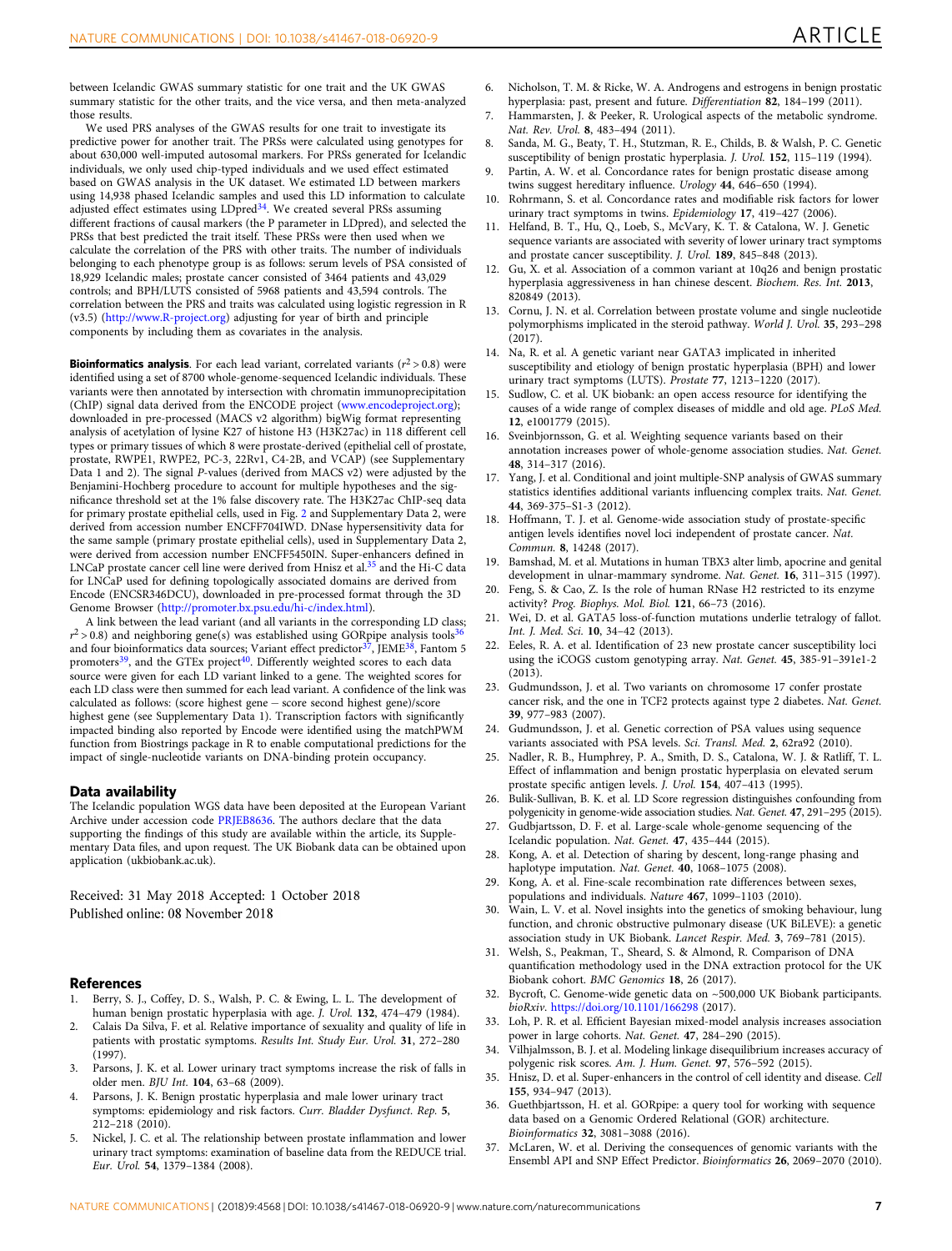between Icelandic GWAS summary statistic for one trait and the UK GWAS summary statistic for the other traits, and the vice versa, and then meta-analyzed those results.

We used PRS analyses of the GWAS results for one trait to investigate its predictive power for another trait. The PRSs were calculated using genotypes for about 630,000 well-imputed autosomal markers. For PRSs generated for Icelandic individuals, we only used chip-typed individuals and we used effect estimated based on GWAS analysis in the UK dataset. We estimated LD between markers using 14,938 phased Icelandic samples and used this LD information to calculate adjusted effect estimates using LDpred[34]. We created several PRSs assuming different fractions of causal markers (the P parameter in LDpred), and selected the PRSs that best predicted the trait itself. These PRSs were then used when we calculate the correlation of the PRS with other traits. The number of individuals belonging to each phenotype group is as follows: serum levels of PSA consisted of 18,929 Icelandic males; prostate cancer consisted of 3464 patients and 43,029 controls; and BPH/LUTS consisted of 5968 patients and 43,594 controls. The correlation between the PRS and traits was calculated using logistic regression in R (v3.5) (http://www.R-project.org) adjusting for year of birth and principle components by including them as covariates in the analysis.

**Bioinformatics analysis**. For each lead variant, correlated variants ($r^2 > 0.8$) were identified using a set of 8700 whole-genome-sequenced Icelandic individuals. These variants were then annotated by intersection with chromatin immunoprecipitation (ChIP) signal data derived from the ENCODE project (www.encodeproject.org); downloaded in pre-processed (MACS v2 algorithm) bigWig format representing analysis of acetylation of lysine K27 of histone H3 (H3K27ac) in 118 different cell types or primary tissues of which 8 were prostate-derived (epithelial cell of prostate, prostate, RWPE1, RWPE2, PC-3, 22Rv1, C4-2B, and VCAP) (see Supplementary Data 1 and 2). The signal *P*-values (derived from MACS v2) were adjusted by the Benjamini-Hochberg procedure to account for multiple hypotheses and the significance threshold set at the 1% false discovery rate. The H3K27ac ChIP-seq data for primary prostate epithelial cells, used in Fig. 2 and Supplementary Data 2, were derived from accession number ENCFF704IWD. DNase hypersensitivity data for the same sample (primary prostate epithelial cells), used in Supplementary Data 2, were derived from accession number ENCFF5450IN. Super-enhancers defined in LNCaP prostate cancer cell line were derived from Hnisz et al.[35] and the Hi-C data for LNCaP used for defining topologically associated domains are derived from Encode (ENCSR346DCU), downloaded in pre-processed format through the 3D Genome Browser (http://promoter.bx.psu.edu/hi-c/index.html).

A link between the lead variant (and all variants in the corresponding LD class; $r^2 > 0.8$) and neighboring gene(s) was established using GORpipe analysis tools[36] and four bioinformatics data sources; Variant effect predictor[37], JEME[38], Fantom 5 promoters[39], and the GTEx project[40]. Differently weighted scores to each data source were given for each LD variant linked to a gene. The weighted scores for each LD class were then summed for each lead variant. A confidence of the link was calculated as follows: (score highest gene − score second highest gene)/score highest gene (see Supplementary Data 1). Transcription factors with significantly impacted binding also reported by Encode were identified using the matchPWM function from Biostrings package in R to enable computational predictions for the impact of single-nucleotide variants on DNA-binding protein occupancy.

## Data availability

The Icelandic population WGS data have been deposited at the European Variant Archive under accession code PRJEB8636. The authors declare that the data supporting the findings of this study are available within the article, its Supplementary Data files, and upon request. The UK Biobank data can be obtained upon application (ukbiobank.ac.uk).

Received: 31 May 2018 Accepted: 1 October 2018
Published online: 08 November 2018

## References

1. Berry, S. J., Coffey, D. S., Walsh, P. C. & Ewing, L. L. The development of human benign prostatic hyperplasia with age. *J. Urol.* **132**, 474–479 (1984).
2. Calais Da Silva, F. et al. Relative importance of sexuality and quality of life in patients with prostatic symptoms. *Results Int. Study Eur. Urol.* **31**, 272–280 (1997).
3. Parsons, J. K. et al. Lower urinary tract symptoms increase the risk of falls in older men. *BJU Int.* **104**, 63–68 (2009).
4. Parsons, J. K. Benign prostatic hyperplasia and male lower urinary tract symptoms: epidemiology and risk factors. *Curr. Bladder Dysfunct. Rep.* **5**, 212–218 (2010).
5. Nickel, J. C. et al. The relationship between prostate inflammation and lower urinary tract symptoms: examination of baseline data from the REDUCE trial. *Eur. Urol.* **54**, 1379–1384 (2008).
6. Nicholson, T. M. & Ricke, W. A. Androgens and estrogens in benign prostatic hyperplasia: past, present and future. *Differentiation* **82**, 184–199 (2011).
7. Hammarsten, J. & Peeker, R. Urological aspects of the metabolic syndrome. *Nat. Rev. Urol.* **8**, 483–494 (2011).
8. Sanda, M. G., Beaty, T. H., Stutzman, R. E., Childs, B. & Walsh, P. C. Genetic susceptibility of benign prostatic hyperplasia. *J. Urol.* **152**, 115–119 (1994).
9. Partin, A. W. et al. Concordance rates for benign prostatic disease among twins suggest hereditary influence. *Urology* **44**, 646–650 (1994).
10. Rohrmann, S. et al. Concordance rates and modifiable risk factors for lower urinary tract symptoms in twins. *Epidemiology* **17**, 419–427 (2006).
11. Helfand, B. T., Hu, Q., Loeb, S., McVary, K. T. & Catalona, W. J. Genetic sequence variants are associated with severity of lower urinary tract symptoms and prostate cancer susceptibility. *J. Urol.* **189**, 845–848 (2013).
12. Gu, X. et al. Association of a common variant at 10q26 and benign prostatic hyperplasia aggressiveness in han chinese descent. *Biochem. Res. Int.* **2013**, 820849 (2013).
13. Cornu, J. N. et al. Correlation between prostate volume and single nucleotide polymorphisms implicated in the steroid pathway. *World J. Urol.* **35**, 293–298 (2017).
14. Na, R. et al. A genetic variant near GATA3 implicated in inherited susceptibility and etiology of benign prostatic hyperplasia (BPH) and lower urinary tract symptoms (LUTS). *Prostate* **77**, 1213–1220 (2017).
15. Sudlow, C. et al. UK biobank: an open access resource for identifying the causes of a wide range of complex diseases of middle and old age. *PLoS Med.* **12**, e1001779 (2015).
16. Sveinbjornsson, G. et al. Weighting sequence variants based on their annotation increases power of whole-genome association studies. *Nat. Genet.* **48**, 314–317 (2016).
17. Yang, J. et al. Conditional and joint multiple-SNP analysis of GWAS summary statistics identifies additional variants influencing complex traits. *Nat. Genet.* **44**, 369-375–S1-3 (2012).
18. Hoffmann, T. J. et al. Genome-wide association study of prostate-specific antigen levels identifies novel loci independent of prostate cancer. *Nat. Commun.* **8**, 14248 (2017).
19. Bamshad, M. et al. Mutations in human TBX3 alter limb, apocrine and genital development in ulnar-mammary syndrome. *Nat. Genet.* **16**, 311–315 (1997).
20. Feng, S. & Cao, Z. Is the role of human RNase H2 restricted to its enzyme activity? *Prog. Biophys. Mol. Biol.* **121**, 66–73 (2016).
21. Wei, D. et al. GATA5 loss-of-function mutations underlie tetralogy of fallot. *Int. J. Med. Sci.* **10**, 34–42 (2013).
22. Eeles, R. A. et al. Identification of 23 new prostate cancer susceptibility loci using the iCOGS custom genotyping array. *Nat. Genet.* **45**, 385-91–391e1-2 (2013).
23. Gudmundsson, J. et al. Two variants on chromosome 17 confer prostate cancer risk, and the one in TCF2 protects against type 2 diabetes. *Nat. Genet.* **39**, 977–983 (2007).
24. Gudmundsson, J. et al. Genetic correction of PSA values using sequence variants associated with PSA levels. *Sci. Transl. Med.* **2**, 62ra92 (2010).
25. Nadler, R. B., Humphrey, P. A., Smith, D. S., Catalona, W. J. & Ratliff, T. L. Effect of inflammation and benign prostatic hyperplasia on elevated serum prostate specific antigen levels. *J. Urol.* **154**, 407–413 (1995).
26. Bulik-Sullivan, B. K. et al. LD Score regression distinguishes confounding from polygenicity in genome-wide association studies. *Nat. Genet.* **47**, 291–295 (2015).
27. Gudbjartsson, D. F. et al. Large-scale whole-genome sequencing of the Icelandic population. *Nat. Genet.* **47**, 435–444 (2015).
28. Kong, A. et al. Detection of sharing by descent, long-range phasing and haplotype imputation. *Nat. Genet.* **40**, 1068–1075 (2008).
29. Kong, A. et al. Fine-scale recombination rate differences between sexes, populations and individuals. *Nature* **467**, 1099–1103 (2010).
30. Wain, L. V. et al. Novel insights into the genetics of smoking behaviour, lung function, and chronic obstructive pulmonary disease (UK BiLEVE): a genetic association study in UK Biobank. *Lancet Respir. Med.* **3**, 769–781 (2015).
31. Welsh, S., Peakman, T., Sheard, S. & Almond, R. Comparison of DNA quantification methodology used in the DNA extraction protocol for the UK Biobank cohort. *BMC Genomics* **18**, 26 (2017).
32. Bycroft, C. Genome-wide genetic data on ~500,000 UK Biobank participants. *bioRxiv*. https://doi.org/10.1101/166298 (2017).
33. Loh, P. R. et al. Efficient Bayesian mixed-model analysis increases association power in large cohorts. *Nat. Genet.* **47**, 284–290 (2015).
34. Vilhjalmsson, B. J. et al. Modeling linkage disequilibrium increases accuracy of polygenic risk scores. *Am. J. Hum. Genet.* **97**, 576–592 (2015).
35. Hnisz, D. et al. Super-enhancers in the control of cell identity and disease. *Cell* **155**, 934–947 (2013).
36. Guethbjartsson, H. et al. GORpipe: a query tool for working with sequence data based on a Genomic Ordered Relational (GOR) architecture. *Bioinformatics* **32**, 3081–3088 (2016).
37. McLaren, W. et al. Deriving the consequences of genomic variants with the Ensembl API and SNP Effect Predictor. *Bioinformatics* **26**, 2069–2070 (2010).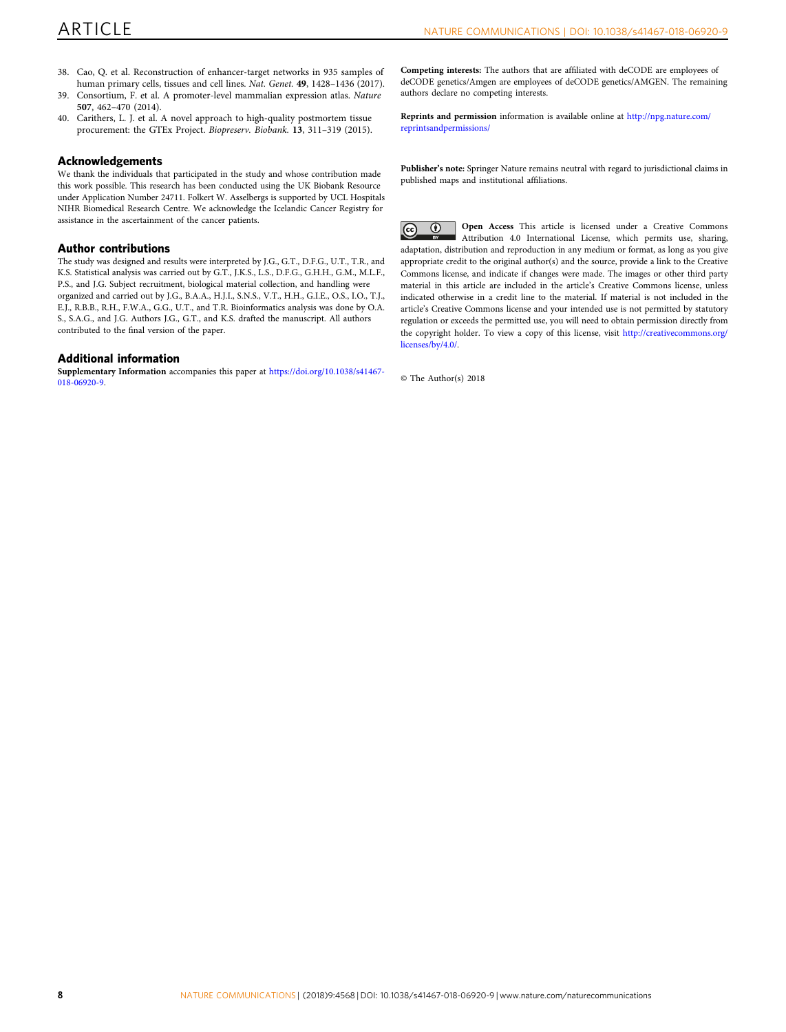38. Cao, Q. et al. Reconstruction of enhancer-target networks in 935 samples of human primary cells, tissues and cell lines. *Nat. Genet.* **49**, 1428–1436 (2017).
39. Consortium, F. et al. A promoter-level mammalian expression atlas. *Nature* **507**, 462–470 (2014).
40. Carithers, L. J. et al. A novel approach to high-quality postmortem tissue procurement: the GTEx Project. *Biopreserv. Biobank.* **13**, 311–319 (2015).

## Acknowledgements

We thank the individuals that participated in the study and whose contribution made this work possible. This research has been conducted using the UK Biobank Resource under Application Number 24711. Folkert W. Asselbergs is supported by UCL Hospitals NIHR Biomedical Research Centre. We acknowledge the Icelandic Cancer Registry for assistance in the ascertainment of the cancer patients.

## Author contributions

The study was designed and results were interpreted by J.G., G.T., D.F.G., U.T., T.R., and K.S. Statistical analysis was carried out by G.T., J.K.S., L.S., D.F.G., G.H.H., G.M., M.L.F., P.S., and J.G. Subject recruitment, biological material collection, and handling were organized and carried out by J.G., B.A.A., H.J.I., S.N.S., V.T., H.H., G.I.E., O.S., I.O., T.J., E.J., R.B.B., R.H., F.W.A., G.G., U.T., and T.R. Bioinformatics analysis was done by O.A. S., S.A.G., and J.G. Authors J.G., G.T., and K.S. drafted the manuscript. All authors contributed to the final version of the paper.

## Additional information

**Supplementary Information** accompanies this paper at https://doi.org/10.1038/s41467-018-06920-9.

**Competing interests:** The authors that are affiliated with deCODE are employees of deCODE genetics/Amgen are employees of deCODE genetics/AMGEN. The remaining authors declare no competing interests.

**Reprints and permission** information is available online at http://npg.nature.com/reprintsandpermissions/

**Publisher's note:** Springer Nature remains neutral with regard to jurisdictional claims in published maps and institutional affiliations.

**Open Access** This article is licensed under a Creative Commons Attribution 4.0 International License, which permits use, sharing, adaptation, distribution and reproduction in any medium or format, as long as you give appropriate credit to the original author(s) and the source, provide a link to the Creative Commons license, and indicate if changes were made. The images or other third party material in this article are included in the article's Creative Commons license, unless indicated otherwise in a credit line to the material. If material is not included in the article's Creative Commons license and your intended use is not permitted by statutory regulation or exceeds the permitted use, you will need to obtain permission directly from the copyright holder. To view a copy of this license, visit http://creativecommons.org/licenses/by/4.0/.

© The Author(s) 2018